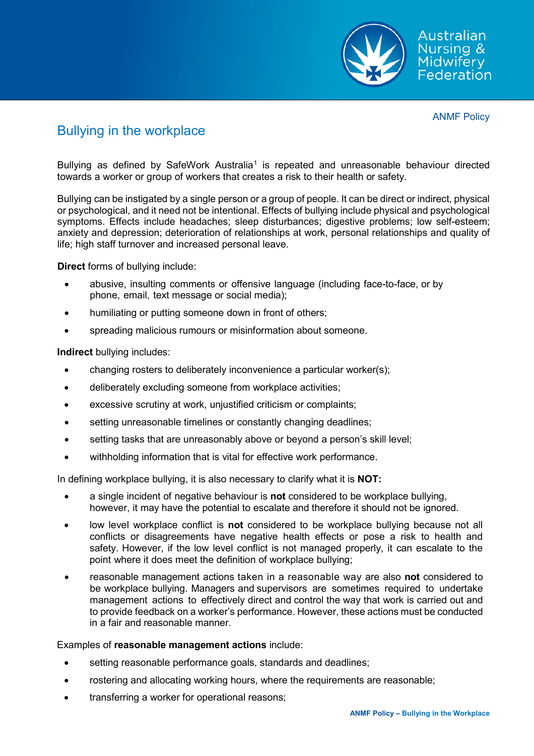ANMF Policy

# Bullying in the workplace

Bullying as defined by SafeWork Australia[1] is repeated and unreasonable behaviour directed towards a worker or group of workers that creates a risk to their health or safety.

Bullying can be instigated by a single person or a group of people. It can be direct or indirect, physical or psychological, and it need not be intentional. Effects of bullying include physical and psychological symptoms. Effects include headaches; sleep disturbances; digestive problems; low self-esteem; anxiety and depression; deterioration of relationships at work, personal relationships and quality of life; high staff turnover and increased personal leave.

**Direct** forms of bullying include:

- abusive, insulting comments or offensive language (including face-to-face, or by phone, email, text message or social media);
- humiliating or putting someone down in front of others;
- spreading malicious rumours or misinformation about someone.

**Indirect** bullying includes:

- changing rosters to deliberately inconvenience a particular worker(s);
- deliberately excluding someone from workplace activities;
- excessive scrutiny at work, unjustified criticism or complaints;
- setting unreasonable timelines or constantly changing deadlines;
- setting tasks that are unreasonably above or beyond a person's skill level;
- withholding information that is vital for effective work performance.

In defining workplace bullying, it is also necessary to clarify what it is **NOT:**

- a single incident of negative behaviour is **not** considered to be workplace bullying, however, it may have the potential to escalate and therefore it should not be ignored.
- low level workplace conflict is **not** considered to be workplace bullying because not all conflicts or disagreements have negative health effects or pose a risk to health and safety. However, if the low level conflict is not managed properly, it can escalate to the point where it does meet the definition of workplace bullying;
- reasonable management actions taken in a reasonable way are also **not** considered to be workplace bullying. Managers and supervisors are sometimes required to undertake management actions to effectively direct and control the way that work is carried out and to provide feedback on a worker's performance. However, these actions must be conducted in a fair and reasonable manner.

Examples of **reasonable management actions** include:

- setting reasonable performance goals, standards and deadlines;
- rostering and allocating working hours, where the requirements are reasonable;
- transferring a worker for operational reasons;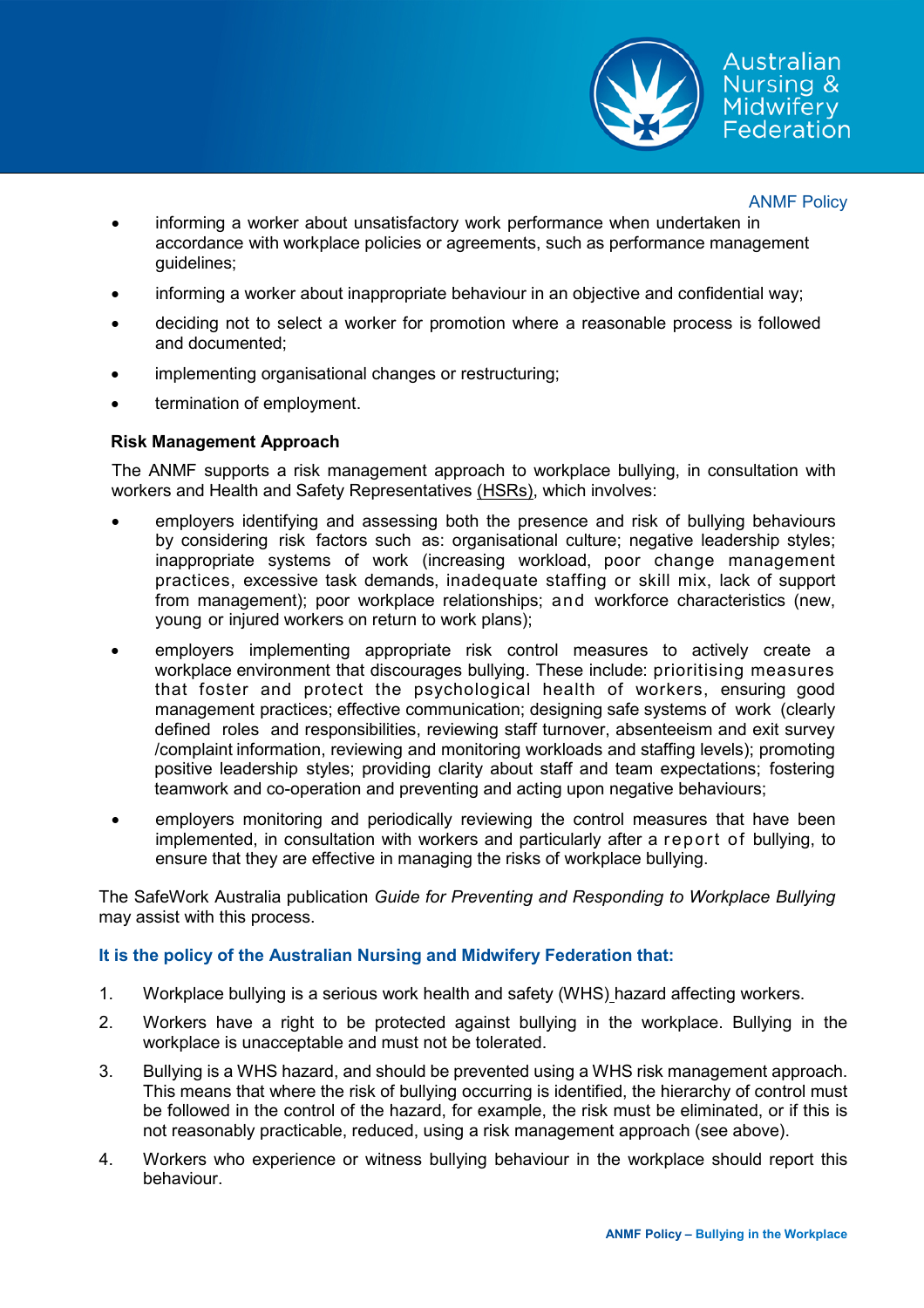- informing a worker about unsatisfactory work performance when undertaken in accordance with workplace policies or agreements, such as performance management guidelines;
- informing a worker about inappropriate behaviour in an objective and confidential way;
- deciding not to select a worker for promotion where a reasonable process is followed and documented;
- implementing organisational changes or restructuring;
- termination of employment.

**Risk Management Approach**

The ANMF supports a risk management approach to workplace bullying, in consultation with workers and Health and Safety Representatives (HSRs), which involves:

- employers identifying and assessing both the presence and risk of bullying behaviours by considering risk factors such as: organisational culture; negative leadership styles; inappropriate systems of work (increasing workload, poor change management practices, excessive task demands, inadequate staffing or skill mix, lack of support from management); poor workplace relationships; and workforce characteristics (new, young or injured workers on return to work plans);
- employers implementing appropriate risk control measures to actively create a workplace environment that discourages bullying. These include: prioritising measures that foster and protect the psychological health of workers, ensuring good management practices; effective communication; designing safe systems of work (clearly defined roles and responsibilities, reviewing staff turnover, absenteeism and exit survey /complaint information, reviewing and monitoring workloads and staffing levels); promoting positive leadership styles; providing clarity about staff and team expectations; fostering teamwork and co-operation and preventing and acting upon negative behaviours;
- employers monitoring and periodically reviewing the control measures that have been implemented, in consultation with workers and particularly after a report of bullying, to ensure that they are effective in managing the risks of workplace bullying.

The SafeWork Australia publication *Guide for Preventing and Responding to Workplace Bullying* may assist with this process.

**It is the policy of the Australian Nursing and Midwifery Federation that:**

1. Workplace bullying is a serious work health and safety (WHS) hazard affecting workers.
2. Workers have a right to be protected against bullying in the workplace. Bullying in the workplace is unacceptable and must not be tolerated.
3. Bullying is a WHS hazard, and should be prevented using a WHS risk management approach. This means that where the risk of bullying occurring is identified, the hierarchy of control must be followed in the control of the hazard, for example, the risk must be eliminated, or if this is not reasonably practicable, reduced, using a risk management approach (see above).
4. Workers who experience or witness bullying behaviour in the workplace should report this behaviour.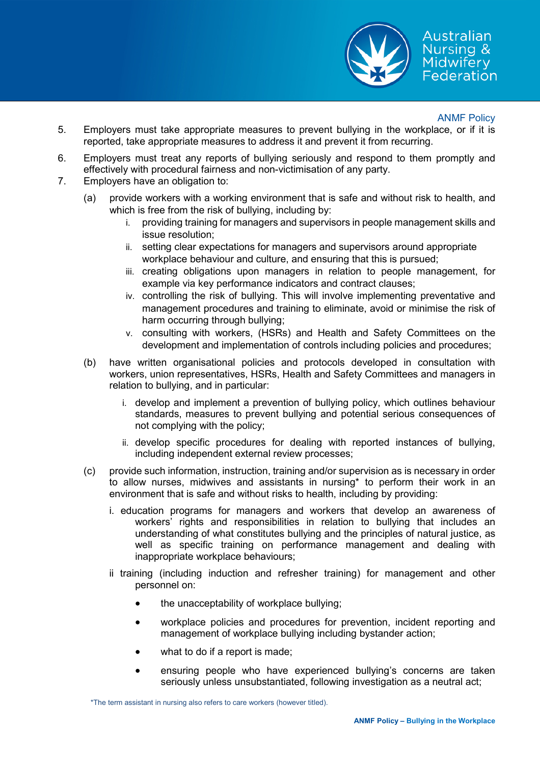5. Employers must take appropriate measures to prevent bullying in the workplace, or if it is reported, take appropriate measures to address it and prevent it from recurring.
6. Employers must treat any reports of bullying seriously and respond to them promptly and effectively with procedural fairness and non-victimisation of any party.
7. Employers have an obligation to:
   (a) provide workers with a working environment that is safe and without risk to health, and which is free from the risk of bullying, including by:
      i. providing training for managers and supervisors in people management skills and issue resolution;
      ii. setting clear expectations for managers and supervisors around appropriate workplace behaviour and culture, and ensuring that this is pursued;
      iii. creating obligations upon managers in relation to people management, for example via key performance indicators and contract clauses;
      iv. controlling the risk of bullying. This will involve implementing preventative and management procedures and training to eliminate, avoid or minimise the risk of harm occurring through bullying;
      v. consulting with workers, (HSRs) and Health and Safety Committees on the development and implementation of controls including policies and procedures;

   (b) have written organisational policies and protocols developed in consultation with workers, union representatives, HSRs, Health and Safety Committees and managers in relation to bullying, and in particular:
      i. develop and implement a prevention of bullying policy, which outlines behaviour standards, measures to prevent bullying and potential serious consequences of not complying with the policy;
      ii. develop specific procedures for dealing with reported instances of bullying, including independent external review processes;

   (c) provide such information, instruction, training and/or supervision as is necessary in order to allow nurses, midwives and assistants in nursing* to perform their work in an environment that is safe and without risks to health, including by providing:
      i. education programs for managers and workers that develop an awareness of workers' rights and responsibilities in relation to bullying that includes an understanding of what constitutes bullying and the principles of natural justice, as well as specific training on performance management and dealing with inappropriate workplace behaviours;
      ii training (including induction and refresher training) for management and other personnel on:
         - the unacceptability of workplace bullying;
         - workplace policies and procedures for prevention, incident reporting and management of workplace bullying including bystander action;
         - what to do if a report is made;
         - ensuring people who have experienced bullying's concerns are taken seriously unless unsubstantiated, following investigation as a neutral act;

*The term assistant in nursing also refers to care workers (however titled).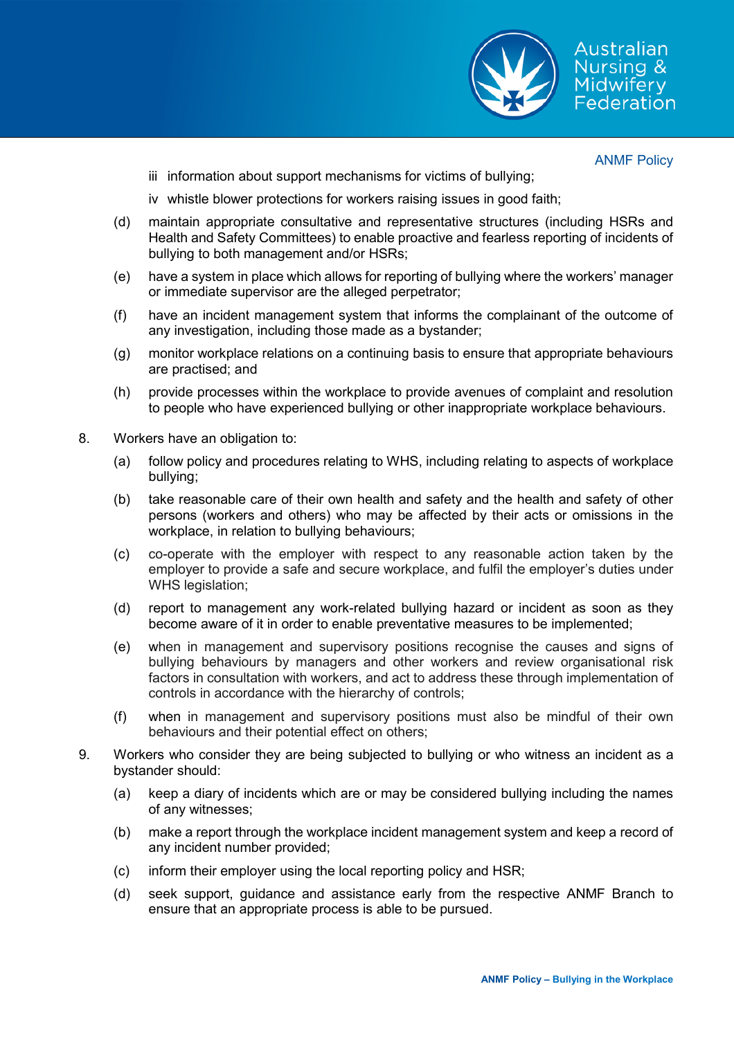iii information about support mechanisms for victims of bullying;

iv whistle blower protections for workers raising issues in good faith;

(d) maintain appropriate consultative and representative structures (including HSRs and Health and Safety Committees) to enable proactive and fearless reporting of incidents of bullying to both management and/or HSRs;

(e) have a system in place which allows for reporting of bullying where the workers' manager or immediate supervisor are the alleged perpetrator;

(f) have an incident management system that informs the complainant of the outcome of any investigation, including those made as a bystander;

(g) monitor workplace relations on a continuing basis to ensure that appropriate behaviours are practised; and

(h) provide processes within the workplace to provide avenues of complaint and resolution to people who have experienced bullying or other inappropriate workplace behaviours.

8. Workers have an obligation to:

   (a) follow policy and procedures relating to WHS, including relating to aspects of workplace bullying;

   (b) take reasonable care of their own health and safety and the health and safety of other persons (workers and others) who may be affected by their acts or omissions in the workplace, in relation to bullying behaviours;

   (c) co-operate with the employer with respect to any reasonable action taken by the employer to provide a safe and secure workplace, and fulfil the employer's duties under WHS legislation;

   (d) report to management any work-related bullying hazard or incident as soon as they become aware of it in order to enable preventative measures to be implemented;

   (e) when in management and supervisory positions recognise the causes and signs of bullying behaviours by managers and other workers and review organisational risk factors in consultation with workers, and act to address these through implementation of controls in accordance with the hierarchy of controls;

   (f) when in management and supervisory positions must also be mindful of their own behaviours and their potential effect on others;

9. Workers who consider they are being subjected to bullying or who witness an incident as a bystander should:

   (a) keep a diary of incidents which are or may be considered bullying including the names of any witnesses;

   (b) make a report through the workplace incident management system and keep a record of any incident number provided;

   (c) inform their employer using the local reporting policy and HSR;

   (d) seek support, guidance and assistance early from the respective ANMF Branch to ensure that an appropriate process is able to be pursued.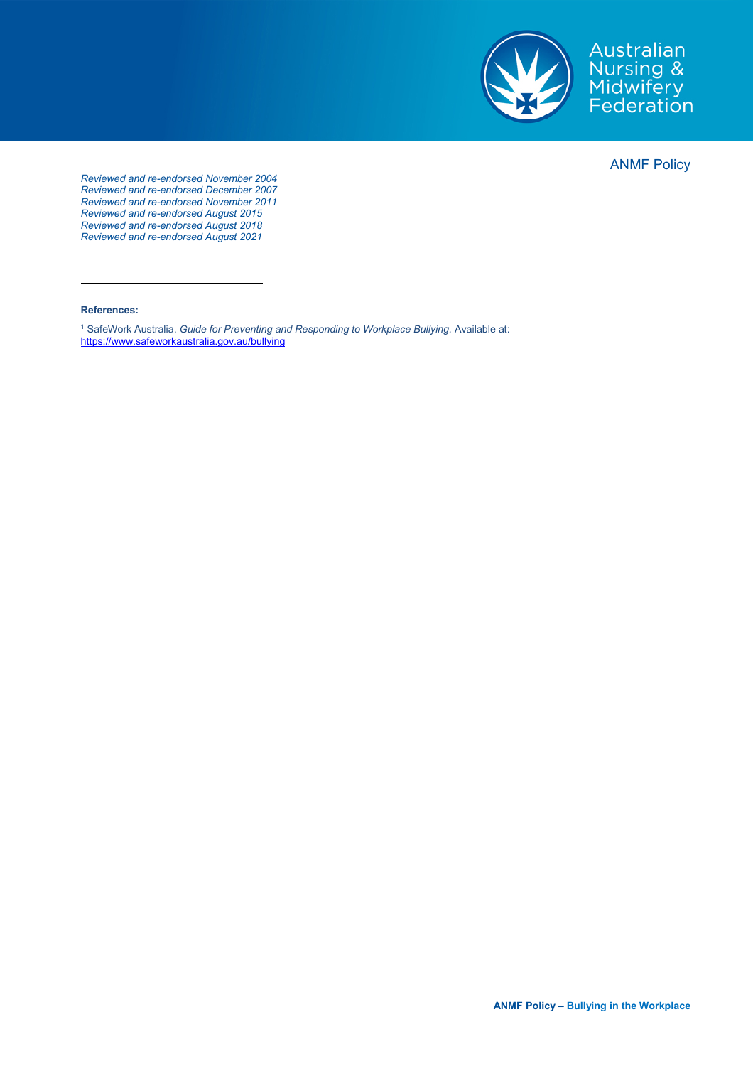*Reviewed and re-endorsed November 2004*
*Reviewed and re-endorsed December 2007*
*Reviewed and re-endorsed November 2011*
*Reviewed and re-endorsed August 2015*
*Reviewed and re-endorsed August 2018*
*Reviewed and re-endorsed August 2021*

---

**References:**

[1] SafeWork Australia. *Guide for Preventing and Responding to Workplace Bullying.* Available at: https://www.safeworkaustralia.gov.au/bullying